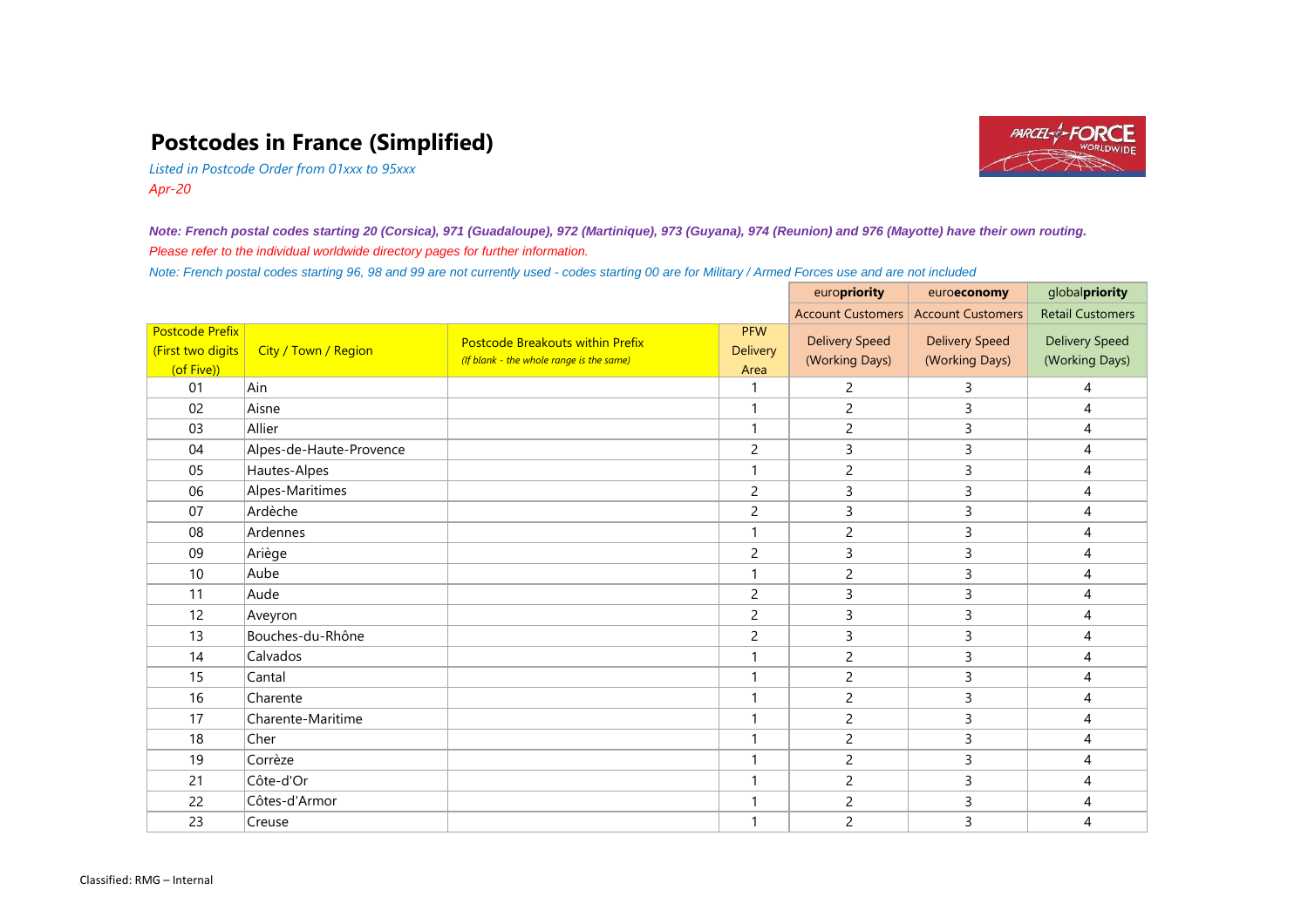# Postcodes in France (Simplified)

*Listed in Postcode Order from 01xxx to 95xxx*

*Apr-20*

***Note: French postal codes starting 20 (Corsica), 971 (Guadaloupe), 972 (Martinique), 973 (Guyana), 974 (Reunion) and 976 (Mayotte) have their own routing.***

*Please refer to the individual worldwide directory pages for further information.*

*Note: French postal codes starting 96, 98 and 99 are not currently used - codes starting 00 are for Military / Armed Forces use and are not included*

| | | | | euro**priority** | euro**economy** | global**priority** |
|---|---|---|---|---|---|---|
| | | | | Account Customers | Account Customers | Retail Customers |
| Postcode Prefix (First two digits (of Five)) | City / Town / Region | Postcode Breakouts within Prefix *(If blank - the whole range is the same)* | PFW Delivery Area | Delivery Speed (Working Days) | Delivery Speed (Working Days) | Delivery Speed (Working Days) |
| 01 | Ain | | 1 | 2 | 3 | 4 |
| 02 | Aisne | | 1 | 2 | 3 | 4 |
| 03 | Allier | | 1 | 2 | 3 | 4 |
| 04 | Alpes-de-Haute-Provence | | 2 | 3 | 3 | 4 |
| 05 | Hautes-Alpes | | 1 | 2 | 3 | 4 |
| 06 | Alpes-Maritimes | | 2 | 3 | 3 | 4 |
| 07 | Ardèche | | 2 | 3 | 3 | 4 |
| 08 | Ardennes | | 1 | 2 | 3 | 4 |
| 09 | Ariège | | 2 | 3 | 3 | 4 |
| 10 | Aube | | 1 | 2 | 3 | 4 |
| 11 | Aude | | 2 | 3 | 3 | 4 |
| 12 | Aveyron | | 2 | 3 | 3 | 4 |
| 13 | Bouches-du-Rhône | | 2 | 3 | 3 | 4 |
| 14 | Calvados | | 1 | 2 | 3 | 4 |
| 15 | Cantal | | 1 | 2 | 3 | 4 |
| 16 | Charente | | 1 | 2 | 3 | 4 |
| 17 | Charente-Maritime | | 1 | 2 | 3 | 4 |
| 18 | Cher | | 1 | 2 | 3 | 4 |
| 19 | Corrèze | | 1 | 2 | 3 | 4 |
| 21 | Côte-d'Or | | 1 | 2 | 3 | 4 |
| 22 | Côtes-d'Armor | | 1 | 2 | 3 | 4 |
| 23 | Creuse | | 1 | 2 | 3 | 4 |

Classified: RMG – Internal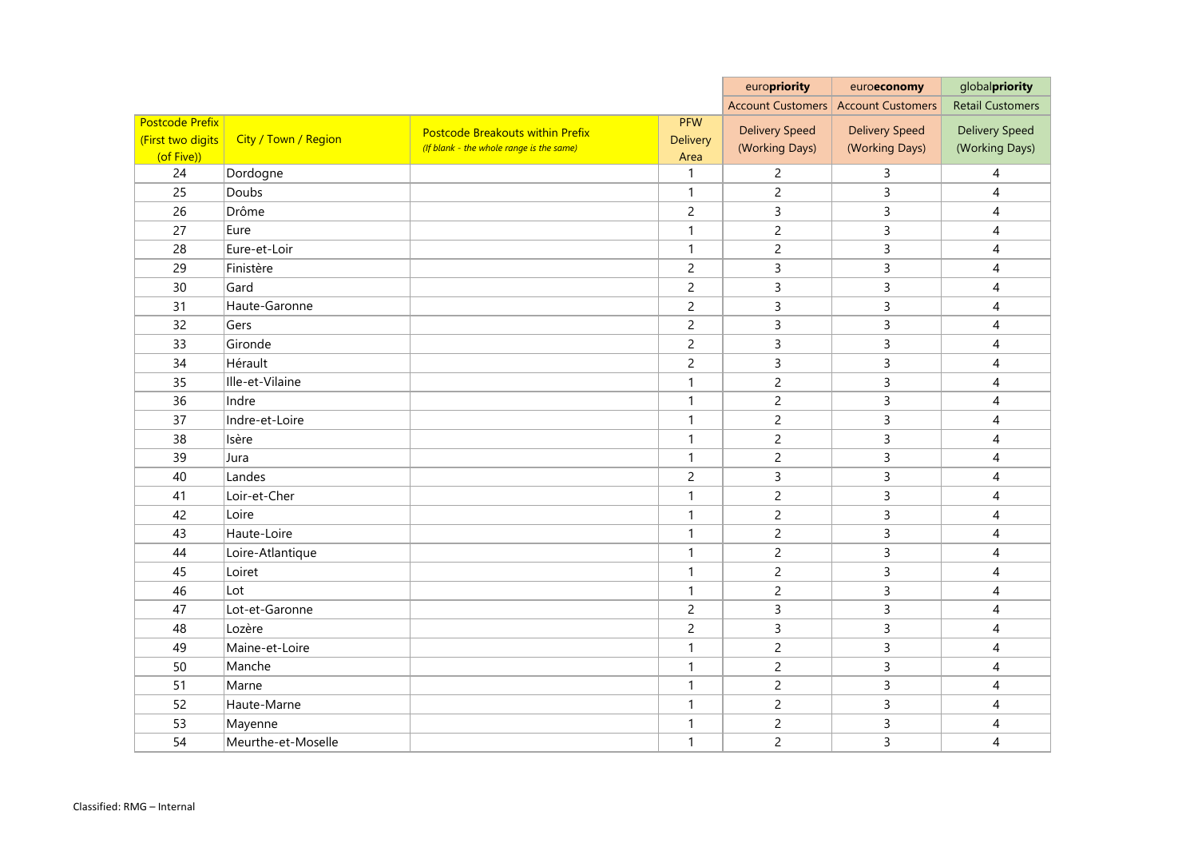| Postcode Prefix (First two digits (of Five)) | City / Town / Region | Postcode Breakouts within Prefix *(If blank - the whole range is the same)* | PFW Delivery Area | euro**priority** Account Customers Delivery Speed (Working Days) | euro**economy** Account Customers Delivery Speed (Working Days) | global**priority** Retail Customers Delivery Speed (Working Days) |
|---|---|---|---|---|---|---|
| 24 | Dordogne | | 1 | 2 | 3 | 4 |
| 25 | Doubs | | 1 | 2 | 3 | 4 |
| 26 | Drôme | | 2 | 3 | 3 | 4 |
| 27 | Eure | | 1 | 2 | 3 | 4 |
| 28 | Eure-et-Loir | | 1 | 2 | 3 | 4 |
| 29 | Finistère | | 2 | 3 | 3 | 4 |
| 30 | Gard | | 2 | 3 | 3 | 4 |
| 31 | Haute-Garonne | | 2 | 3 | 3 | 4 |
| 32 | Gers | | 2 | 3 | 3 | 4 |
| 33 | Gironde | | 2 | 3 | 3 | 4 |
| 34 | Hérault | | 2 | 3 | 3 | 4 |
| 35 | Ille-et-Vilaine | | 1 | 2 | 3 | 4 |
| 36 | Indre | | 1 | 2 | 3 | 4 |
| 37 | Indre-et-Loire | | 1 | 2 | 3 | 4 |
| 38 | Isère | | 1 | 2 | 3 | 4 |
| 39 | Jura | | 1 | 2 | 3 | 4 |
| 40 | Landes | | 2 | 3 | 3 | 4 |
| 41 | Loir-et-Cher | | 1 | 2 | 3 | 4 |
| 42 | Loire | | 1 | 2 | 3 | 4 |
| 43 | Haute-Loire | | 1 | 2 | 3 | 4 |
| 44 | Loire-Atlantique | | 1 | 2 | 3 | 4 |
| 45 | Loiret | | 1 | 2 | 3 | 4 |
| 46 | Lot | | 1 | 2 | 3 | 4 |
| 47 | Lot-et-Garonne | | 2 | 3 | 3 | 4 |
| 48 | Lozère | | 2 | 3 | 3 | 4 |
| 49 | Maine-et-Loire | | 1 | 2 | 3 | 4 |
| 50 | Manche | | 1 | 2 | 3 | 4 |
| 51 | Marne | | 1 | 2 | 3 | 4 |
| 52 | Haute-Marne | | 1 | 2 | 3 | 4 |
| 53 | Mayenne | | 1 | 2 | 3 | 4 |
| 54 | Meurthe-et-Moselle | | 1 | 2 | 3 | 4 |

Classified: RMG – Internal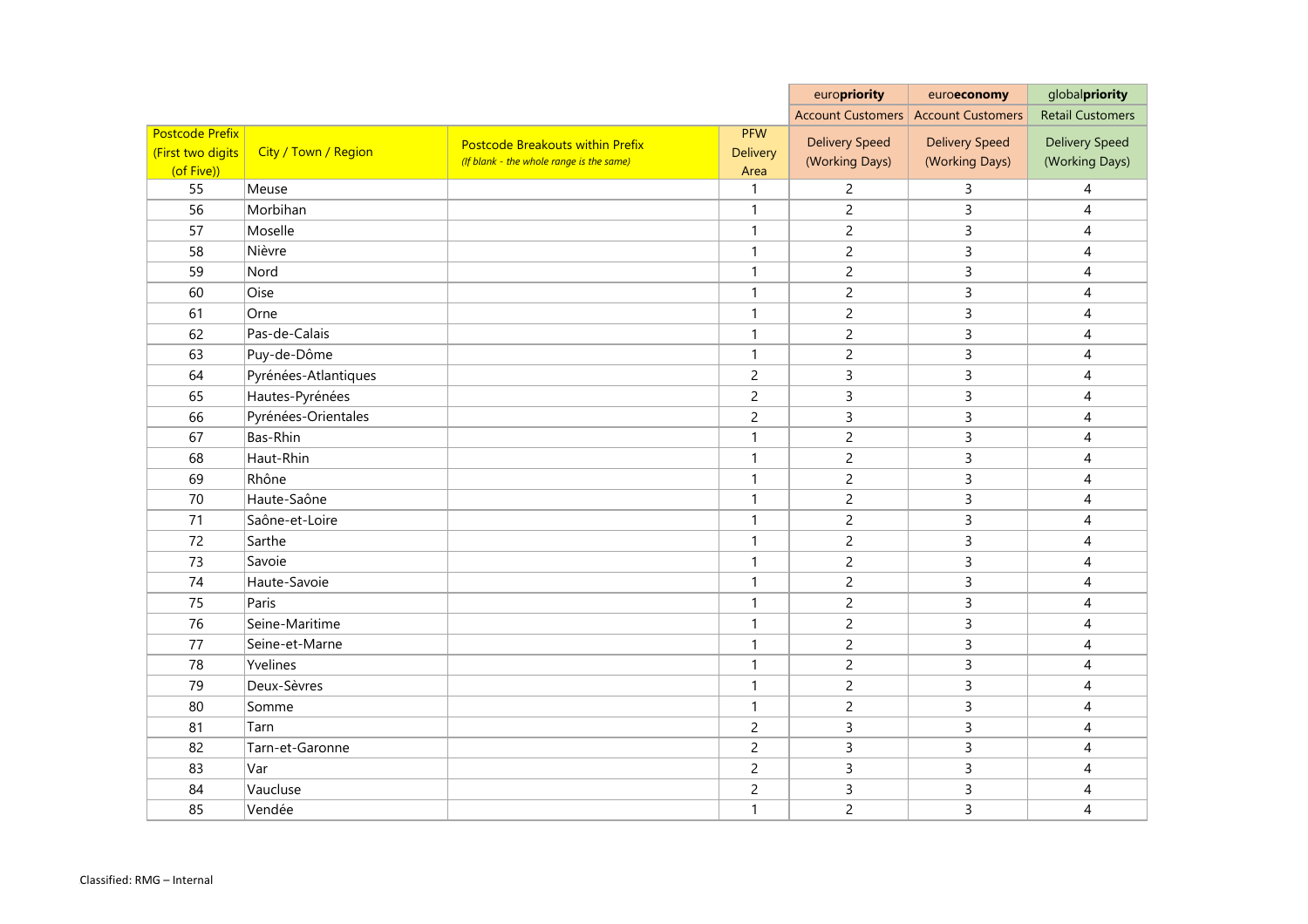| Postcode Prefix (First two digits (of Five)) | City / Town / Region | Postcode Breakouts within Prefix *(If blank - the whole range is the same)* | PFW Delivery Area | euro**priority** Account Customers Delivery Speed (Working Days) | euro**economy** Account Customers Delivery Speed (Working Days) | global**priority** Retail Customers Delivery Speed (Working Days) |
|---|---|---|---|---|---|---|
| 55 | Meuse | | 1 | 2 | 3 | 4 |
| 56 | Morbihan | | 1 | 2 | 3 | 4 |
| 57 | Moselle | | 1 | 2 | 3 | 4 |
| 58 | Nièvre | | 1 | 2 | 3 | 4 |
| 59 | Nord | | 1 | 2 | 3 | 4 |
| 60 | Oise | | 1 | 2 | 3 | 4 |
| 61 | Orne | | 1 | 2 | 3 | 4 |
| 62 | Pas-de-Calais | | 1 | 2 | 3 | 4 |
| 63 | Puy-de-Dôme | | 1 | 2 | 3 | 4 |
| 64 | Pyrénées-Atlantiques | | 2 | 3 | 3 | 4 |
| 65 | Hautes-Pyrénées | | 2 | 3 | 3 | 4 |
| 66 | Pyrénées-Orientales | | 2 | 3 | 3 | 4 |
| 67 | Bas-Rhin | | 1 | 2 | 3 | 4 |
| 68 | Haut-Rhin | | 1 | 2 | 3 | 4 |
| 69 | Rhône | | 1 | 2 | 3 | 4 |
| 70 | Haute-Saône | | 1 | 2 | 3 | 4 |
| 71 | Saône-et-Loire | | 1 | 2 | 3 | 4 |
| 72 | Sarthe | | 1 | 2 | 3 | 4 |
| 73 | Savoie | | 1 | 2 | 3 | 4 |
| 74 | Haute-Savoie | | 1 | 2 | 3 | 4 |
| 75 | Paris | | 1 | 2 | 3 | 4 |
| 76 | Seine-Maritime | | 1 | 2 | 3 | 4 |
| 77 | Seine-et-Marne | | 1 | 2 | 3 | 4 |
| 78 | Yvelines | | 1 | 2 | 3 | 4 |
| 79 | Deux-Sèvres | | 1 | 2 | 3 | 4 |
| 80 | Somme | | 1 | 2 | 3 | 4 |
| 81 | Tarn | | 2 | 3 | 3 | 4 |
| 82 | Tarn-et-Garonne | | 2 | 3 | 3 | 4 |
| 83 | Var | | 2 | 3 | 3 | 4 |
| 84 | Vaucluse | | 2 | 3 | 3 | 4 |
| 85 | Vendée | | 1 | 2 | 3 | 4 |

Classified: RMG – Internal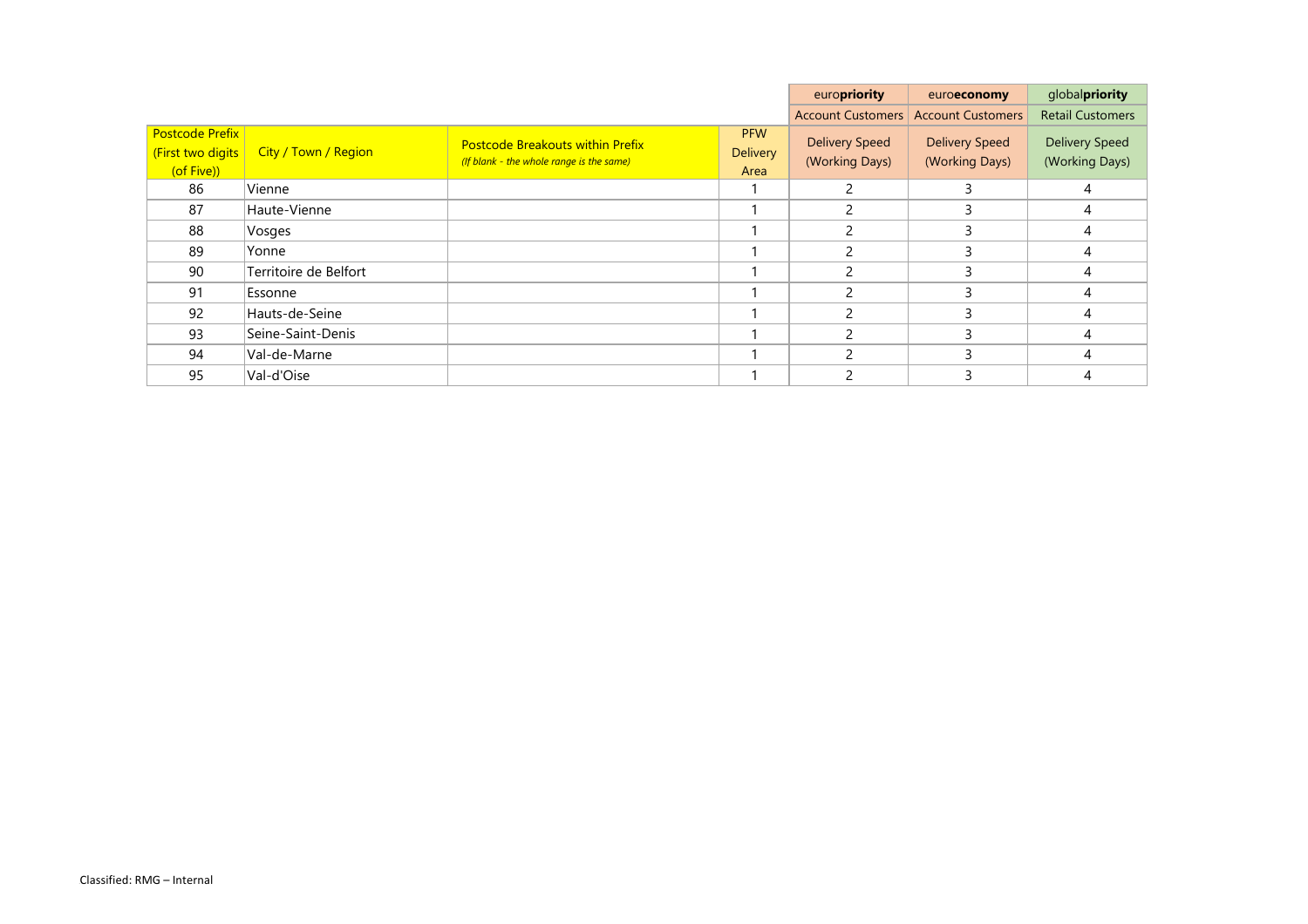| | | | | euro**priority** | euro**economy** | global**priority** |
|---|---|---|---|---|---|---|
| | | | | Account Customers | Account Customers | Retail Customers |
| Postcode Prefix (First two digits (of Five)) | City / Town / Region | Postcode Breakouts within Prefix *(If blank - the whole range is the same)* | PFW Delivery Area | Delivery Speed (Working Days) | Delivery Speed (Working Days) | Delivery Speed (Working Days) |
| 86 | Vienne | | 1 | 2 | 3 | 4 |
| 87 | Haute-Vienne | | 1 | 2 | 3 | 4 |
| 88 | Vosges | | 1 | 2 | 3 | 4 |
| 89 | Yonne | | 1 | 2 | 3 | 4 |
| 90 | Territoire de Belfort | | 1 | 2 | 3 | 4 |
| 91 | Essonne | | 1 | 2 | 3 | 4 |
| 92 | Hauts-de-Seine | | 1 | 2 | 3 | 4 |
| 93 | Seine-Saint-Denis | | 1 | 2 | 3 | 4 |
| 94 | Val-de-Marne | | 1 | 2 | 3 | 4 |
| 95 | Val-d'Oise | | 1 | 2 | 3 | 4 |

Classified: RMG – Internal